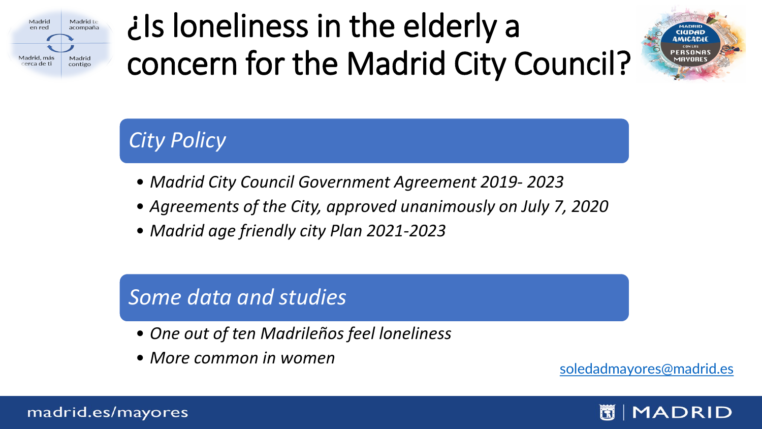# ¿Is loneliness in the elderly a concern for the Madrid City Council?

## *City Policy*

- *Madrid City Council Government Agreement 2019- 2023*
- *Agreements of the City, approved unanimously on July 7, 2020*
- *Madrid age friendly city Plan 2021-2023*

## *Some data and studies*

- *One out of ten Madrileños feel loneliness*
- *More common in women*

soledadmayores@madrid.es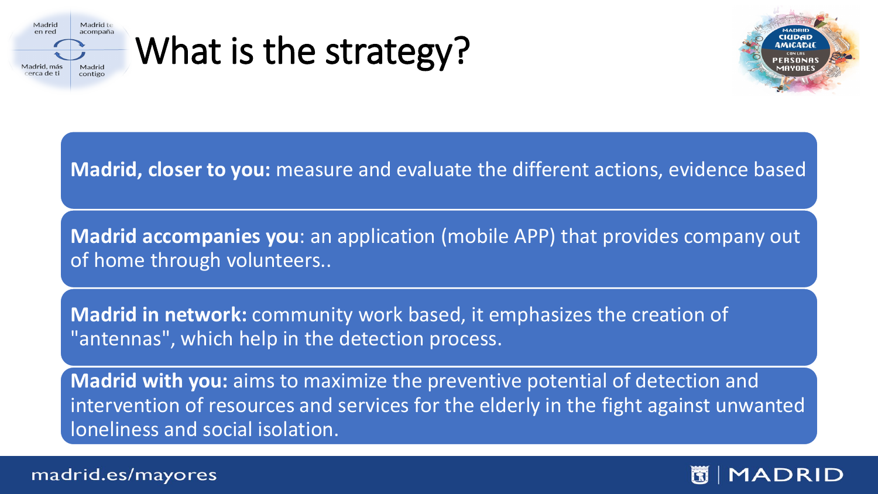# What is the strategy?

**Madrid, closer to you:** measure and evaluate the different actions, evidence based

**Madrid accompanies you**: an application (mobile APP) that provides company out of home through volunteers..

**Madrid in network:** community work based, it emphasizes the creation of "antennas", which help in the detection process.

**Madrid with you:** aims to maximize the preventive potential of detection and intervention of resources and services for the elderly in the fight against unwanted loneliness and social isolation.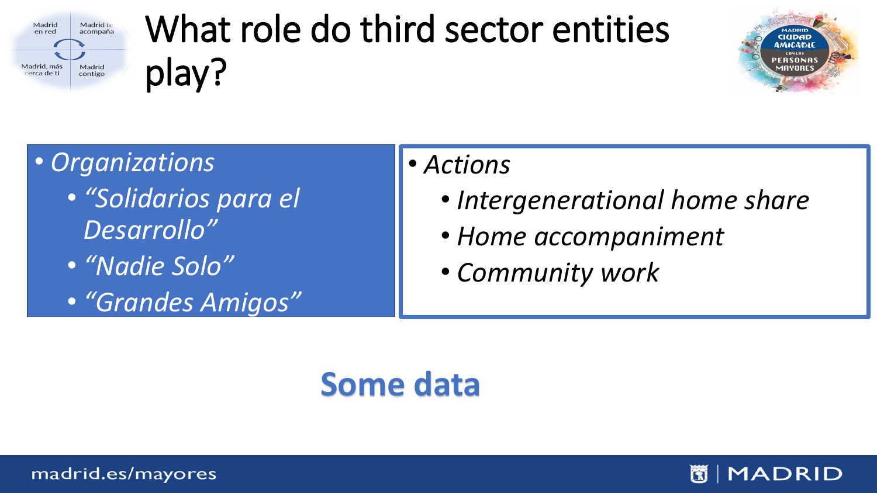# What role do third sector entities play?

- *Organizations*
  - *“Solidarios para el Desarrollo”*
  - *“Nadie Solo”*
  - *“Grandes Amigos”*

- *Actions*
  - *Intergenerational home share*
  - *Home accompaniment*
  - *Community work*

**Some data**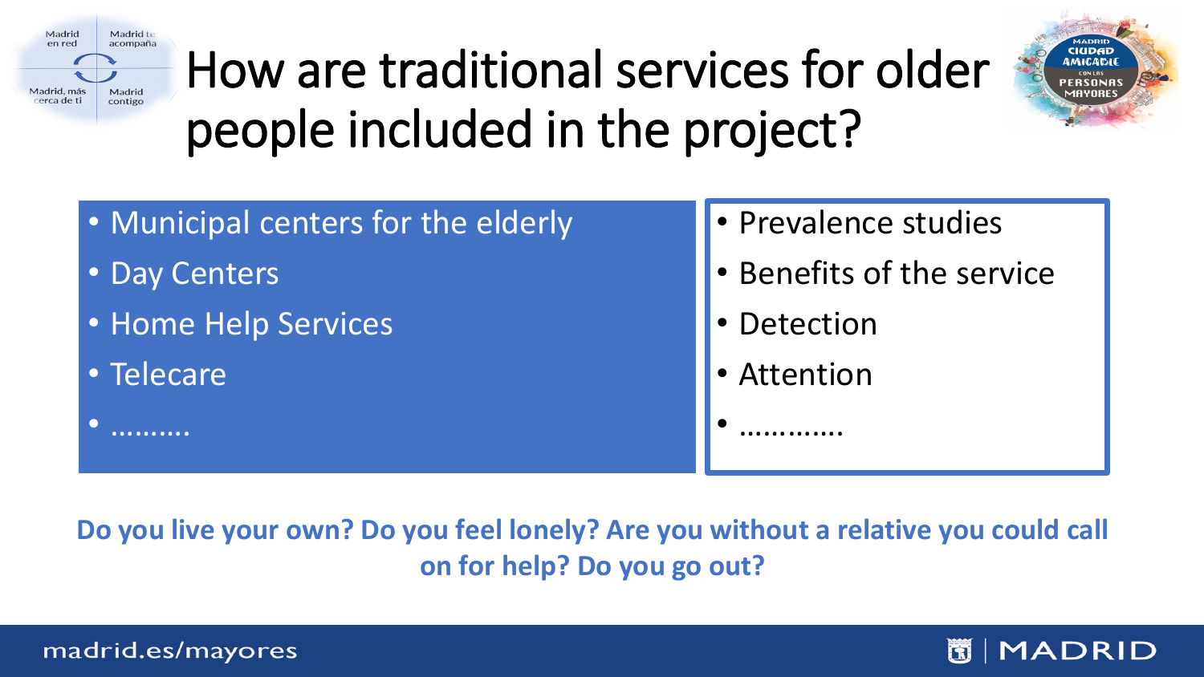# How are traditional services for older people included in the project?

- Municipal centers for the elderly
- Day Centers
- Home Help Services
- Telecare
- ……….

- Prevalence studies
- Benefits of the service
- Detection
- Attention
- ………….

**Do you live your own? Do you feel lonely? Are you without a relative you could call on for help? Do you go out?**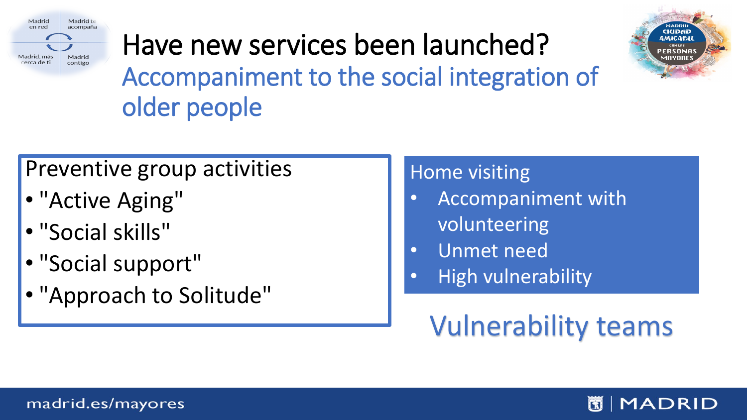# Have new services been launched?

## Accompaniment to the social integration of older people

Preventive group activities

- "Active Aging"
- "Social skills"
- "Social support"
- "Approach to Solitude"

Home visiting

- Accompaniment with volunteering
- Unmet need
- High vulnerability

Vulnerability teams